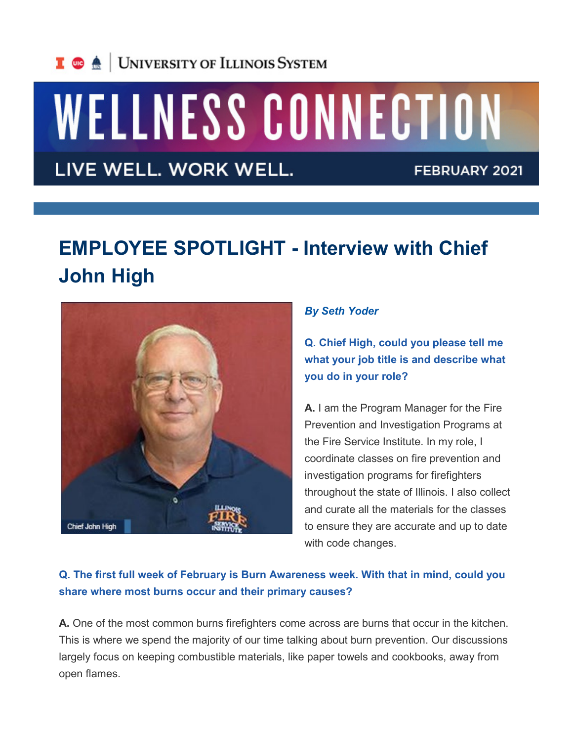University of Illinois System

# WELLNESS CONNECTION

LIVE WELL. WORK WELL.

FEBRUARY 2021

## EMPLOYEE SPOTLIGHT - Interview with Chief John High

Chief John High

***By Seth Yoder***

**Q. Chief High, could you please tell me what your job title is and describe what you do in your role?**

**A.** I am the Program Manager for the Fire Prevention and Investigation Programs at the Fire Service Institute. In my role, I coordinate classes on fire prevention and investigation programs for firefighters throughout the state of Illinois. I also collect and curate all the materials for the classes to ensure they are accurate and up to date with code changes.

**Q. The first full week of February is Burn Awareness week. With that in mind, could you share where most burns occur and their primary causes?**

**A.** One of the most common burns firefighters come across are burns that occur in the kitchen. This is where we spend the majority of our time talking about burn prevention. Our discussions largely focus on keeping combustible materials, like paper towels and cookbooks, away from open flames.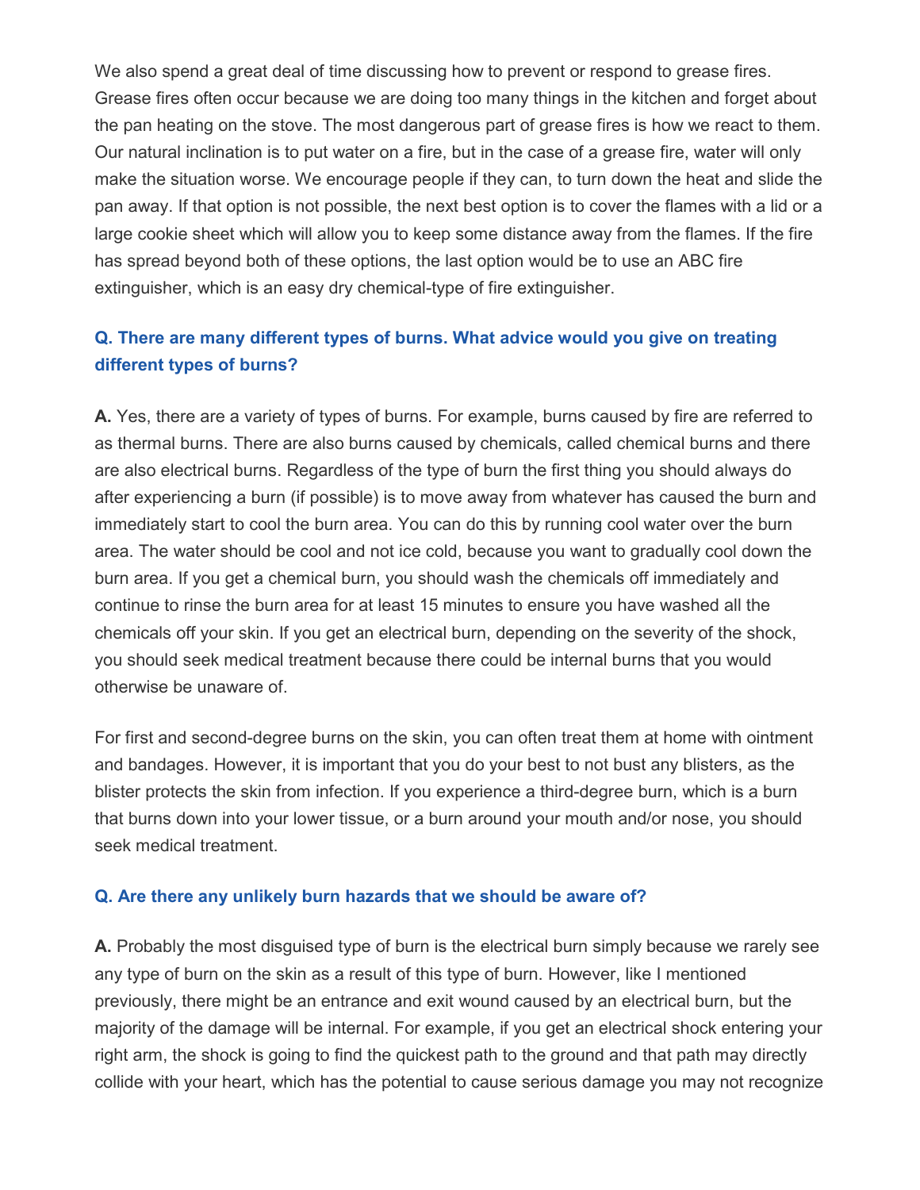We also spend a great deal of time discussing how to prevent or respond to grease fires. Grease fires often occur because we are doing too many things in the kitchen and forget about the pan heating on the stove. The most dangerous part of grease fires is how we react to them. Our natural inclination is to put water on a fire, but in the case of a grease fire, water will only make the situation worse. We encourage people if they can, to turn down the heat and slide the pan away. If that option is not possible, the next best option is to cover the flames with a lid or a large cookie sheet which will allow you to keep some distance away from the flames. If the fire has spread beyond both of these options, the last option would be to use an ABC fire extinguisher, which is an easy dry chemical-type of fire extinguisher.

### Q. There are many different types of burns. What advice would you give on treating different types of burns?

**A.** Yes, there are a variety of types of burns. For example, burns caused by fire are referred to as thermal burns. There are also burns caused by chemicals, called chemical burns and there are also electrical burns. Regardless of the type of burn the first thing you should always do after experiencing a burn (if possible) is to move away from whatever has caused the burn and immediately start to cool the burn area. You can do this by running cool water over the burn area. The water should be cool and not ice cold, because you want to gradually cool down the burn area. If you get a chemical burn, you should wash the chemicals off immediately and continue to rinse the burn area for at least 15 minutes to ensure you have washed all the chemicals off your skin. If you get an electrical burn, depending on the severity of the shock, you should seek medical treatment because there could be internal burns that you would otherwise be unaware of.

For first and second-degree burns on the skin, you can often treat them at home with ointment and bandages. However, it is important that you do your best to not bust any blisters, as the blister protects the skin from infection. If you experience a third-degree burn, which is a burn that burns down into your lower tissue, or a burn around your mouth and/or nose, you should seek medical treatment.

### Q. Are there any unlikely burn hazards that we should be aware of?

**A.** Probably the most disguised type of burn is the electrical burn simply because we rarely see any type of burn on the skin as a result of this type of burn. However, like I mentioned previously, there might be an entrance and exit wound caused by an electrical burn, but the majority of the damage will be internal. For example, if you get an electrical shock entering your right arm, the shock is going to find the quickest path to the ground and that path may directly collide with your heart, which has the potential to cause serious damage you may not recognize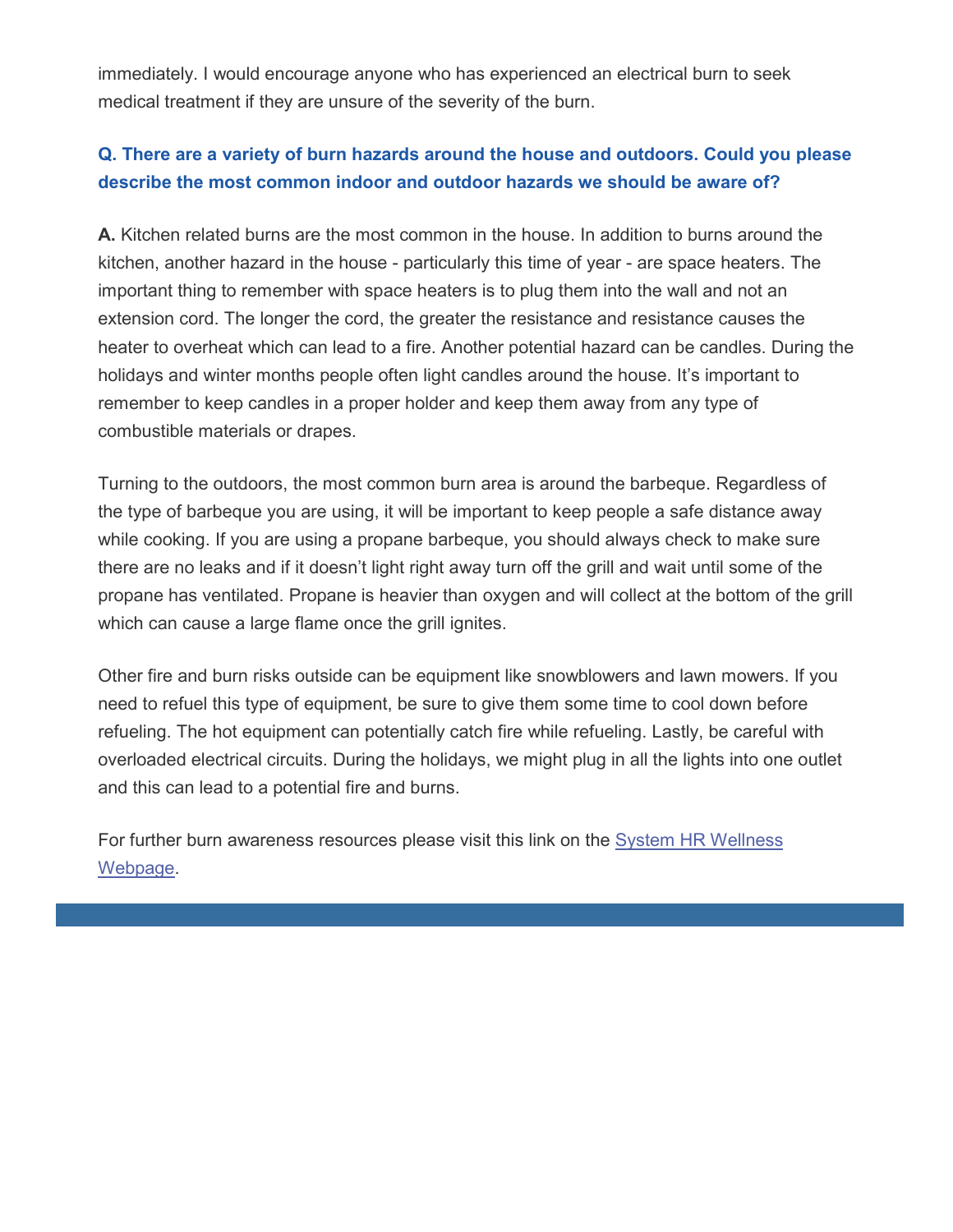immediately. I would encourage anyone who has experienced an electrical burn to seek medical treatment if they are unsure of the severity of the burn.

**Q. There are a variety of burn hazards around the house and outdoors. Could you please describe the most common indoor and outdoor hazards we should be aware of?**

**A.** Kitchen related burns are the most common in the house. In addition to burns around the kitchen, another hazard in the house - particularly this time of year - are space heaters. The important thing to remember with space heaters is to plug them into the wall and not an extension cord. The longer the cord, the greater the resistance and resistance causes the heater to overheat which can lead to a fire. Another potential hazard can be candles. During the holidays and winter months people often light candles around the house. It's important to remember to keep candles in a proper holder and keep them away from any type of combustible materials or drapes.

Turning to the outdoors, the most common burn area is around the barbeque. Regardless of the type of barbeque you are using, it will be important to keep people a safe distance away while cooking. If you are using a propane barbeque, you should always check to make sure there are no leaks and if it doesn't light right away turn off the grill and wait until some of the propane has ventilated. Propane is heavier than oxygen and will collect at the bottom of the grill which can cause a large flame once the grill ignites.

Other fire and burn risks outside can be equipment like snowblowers and lawn mowers. If you need to refuel this type of equipment, be sure to give them some time to cool down before refueling. The hot equipment can potentially catch fire while refueling. Lastly, be careful with overloaded electrical circuits. During the holidays, we might plug in all the lights into one outlet and this can lead to a potential fire and burns.

For further burn awareness resources please visit this link on the System HR Wellness Webpage.